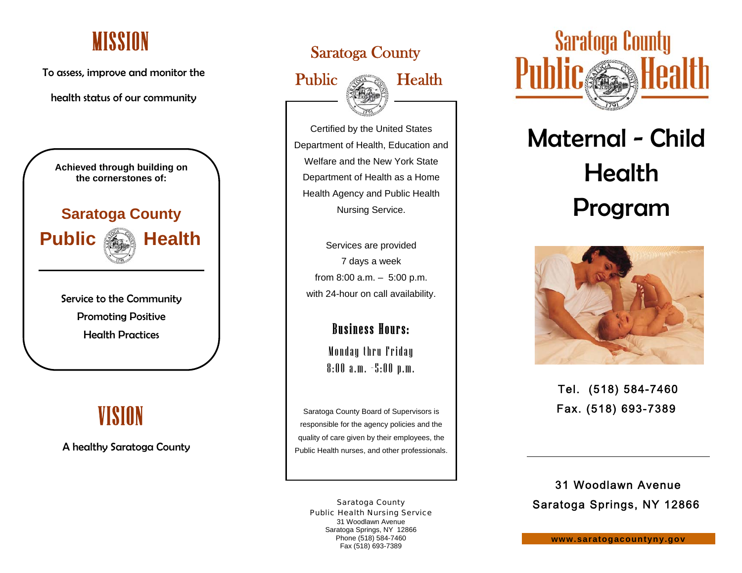# MISSION

To assess, improve and monitor the health status of our community

**Achieved through building on the cornerstones of:**

**Saratoga County Public Health**

Service to the Community

Promoting Positive Health Practices

# VISION

A healthy Saratoga County

Saratoga County Public Health

Certified by the United States Department of Health, Education and Welfare and the New York State Department of Health as a Home Health Agency and Public Health Nursing Service.

Services are provided 7 days a week from 8:00 a.m. – 5:00 p.m. with 24-hour on call availability.

## Business Hours:

Monday thru Friday
8:00 a.m. -5:00 p.m.

Saratoga County Board of Supervisors is responsible for the agency policies and the quality of care given by their employees, the Public Health nurses, and other professionals.

Saratoga County
Public Health Nursing Service
31 Woodlawn Avenue
Saratoga Springs, NY 12866
Phone (518) 584-7460
Fax (518) 693-7389

Saratoga County Public Health

# Maternal - Child Health Program

Tel. (518) 584-7460
Fax. (518) 693-7389

31 Woodlawn Avenue
Saratoga Springs, NY 12866

**www.saratogacountyny.gov**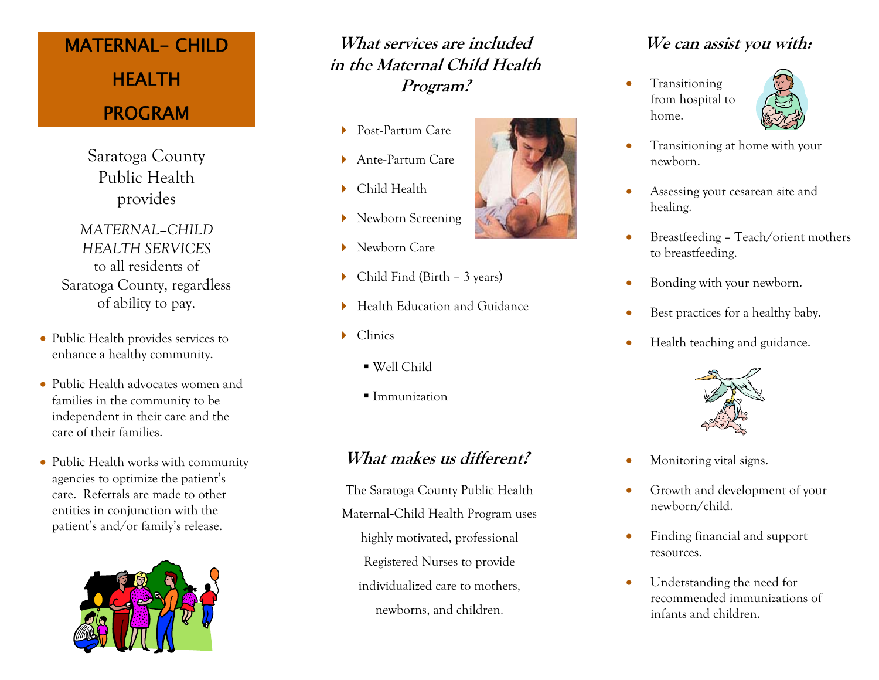# MATERNAL– CHILD HEALTH PROGRAM

Saratoga County Public Health provides

*MATERNAL–CHILD HEALTH SERVICES* to all residents of Saratoga County, regardless of ability to pay.

- Public Health provides services to enhance a healthy community.
- Public Health advocates women and families in the community to be independent in their care and the care of their families.
- Public Health works with community agencies to optimize the patient's care. Referrals are made to other entities in conjunction with the patient's and/or family's release.

## *What services are included in the Maternal Child Health Program?*

- Post-Partum Care
- Ante-Partum Care
- Child Health
- Newborn Screening
- Newborn Care
- Child Find (Birth – 3 years)
- Health Education and Guidance
- Clinics
  - Well Child
  - Immunization

## *What makes us different?*

The Saratoga County Public Health Maternal-Child Health Program uses highly motivated, professional Registered Nurses to provide individualized care to mothers, newborns, and children.

## *We can assist you with:*

- Transitioning from hospital to home.
- Transitioning at home with your newborn.
- Assessing your cesarean site and healing.
- Breastfeeding – Teach/orient mothers to breastfeeding.
- Bonding with your newborn.
- Best practices for a healthy baby.
- Health teaching and guidance.
- Monitoring vital signs.
- Growth and development of your newborn/child.
- Finding financial and support resources.
- Understanding the need for recommended immunizations of infants and children.